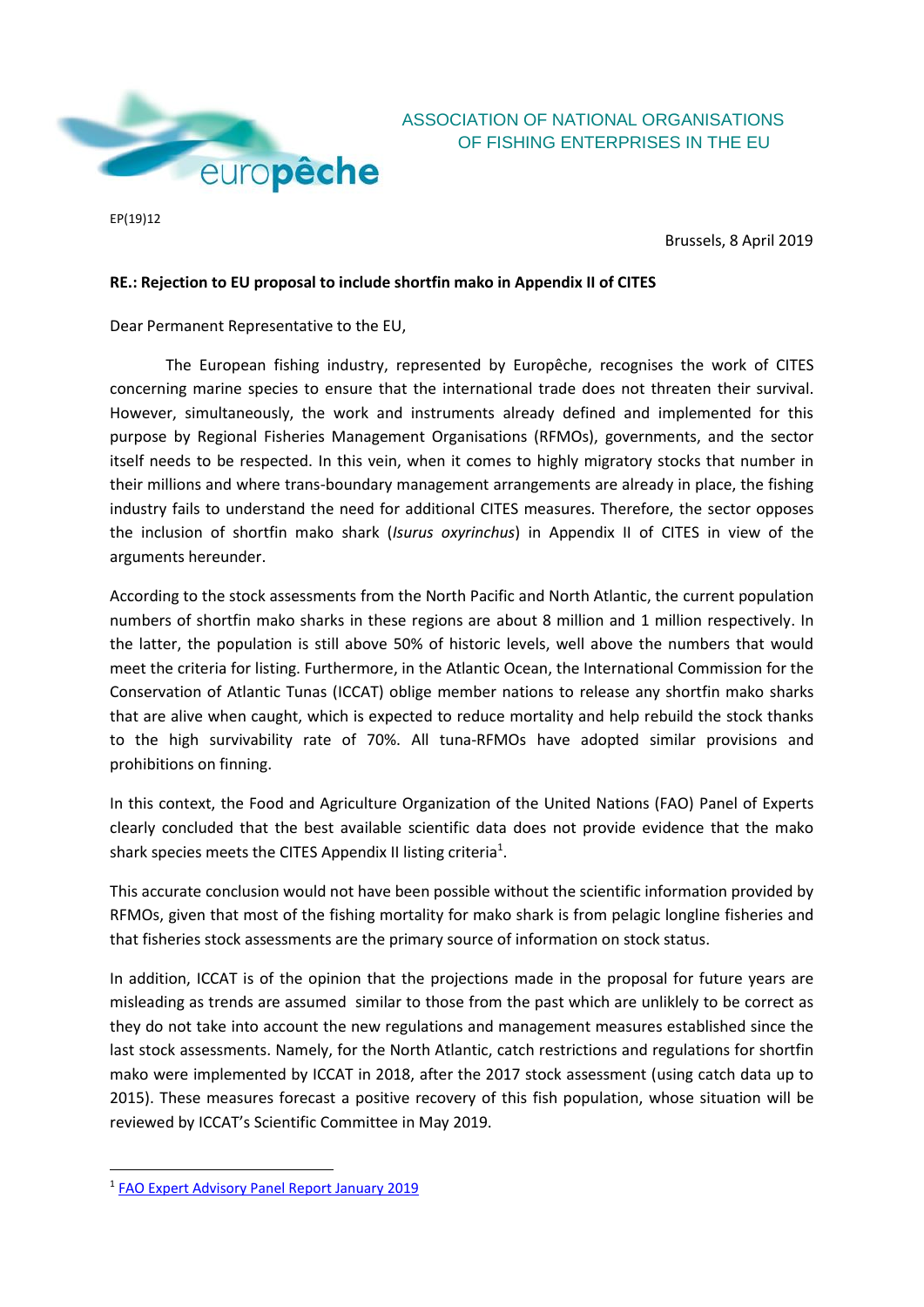europêche

ASSOCIATION OF NATIONAL ORGANISATIONS OF FISHING ENTERPRISES IN THE EU

EP(19)12

Brussels, 8 April 2019

**RE.: Rejection to EU proposal to include shortfin mako in Appendix II of CITES**

Dear Permanent Representative to the EU,

The European fishing industry, represented by Europêche, recognises the work of CITES concerning marine species to ensure that the international trade does not threaten their survival. However, simultaneously, the work and instruments already defined and implemented for this purpose by Regional Fisheries Management Organisations (RFMOs), governments, and the sector itself needs to be respected. In this vein, when it comes to highly migratory stocks that number in their millions and where trans-boundary management arrangements are already in place, the fishing industry fails to understand the need for additional CITES measures. Therefore, the sector opposes the inclusion of shortfin mako shark (*Isurus oxyrinchus*) in Appendix II of CITES in view of the arguments hereunder.

According to the stock assessments from the North Pacific and North Atlantic, the current population numbers of shortfin mako sharks in these regions are about 8 million and 1 million respectively. In the latter, the population is still above 50% of historic levels, well above the numbers that would meet the criteria for listing. Furthermore, in the Atlantic Ocean, the International Commission for the Conservation of Atlantic Tunas (ICCAT) oblige member nations to release any shortfin mako sharks that are alive when caught, which is expected to reduce mortality and help rebuild the stock thanks to the high survivability rate of 70%. All tuna-RFMOs have adopted similar provisions and prohibitions on finning.

In this context, the Food and Agriculture Organization of the United Nations (FAO) Panel of Experts clearly concluded that the best available scientific data does not provide evidence that the mako shark species meets the CITES Appendix II listing criteria[1].

This accurate conclusion would not have been possible without the scientific information provided by RFMOs, given that most of the fishing mortality for mako shark is from pelagic longline fisheries and that fisheries stock assessments are the primary source of information on stock status.

In addition, ICCAT is of the opinion that the projections made in the proposal for future years are misleading as trends are assumed similar to those from the past which are unlikely to be correct as they do not take into account the new regulations and management measures established since the last stock assessments. Namely, for the North Atlantic, catch restrictions and regulations for shortfin mako were implemented by ICCAT in 2018, after the 2017 stock assessment (using catch data up to 2015). These measures forecast a positive recovery of this fish population, whose situation will be reviewed by ICCAT's Scientific Committee in May 2019.

---

[1] FAO Expert Advisory Panel Report January 2019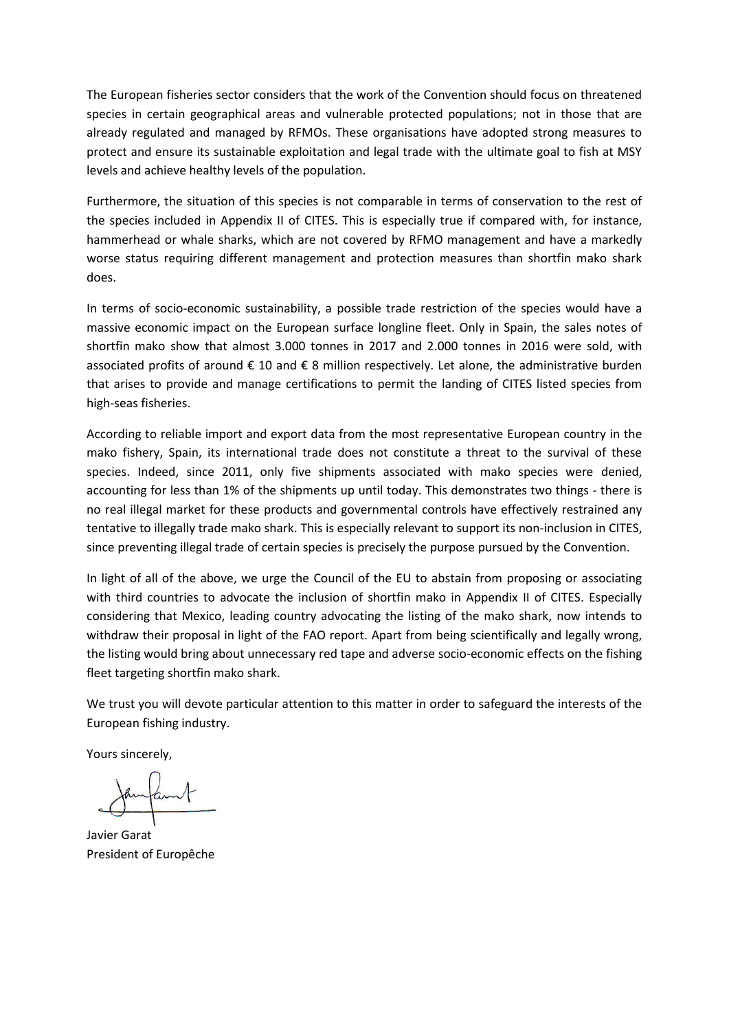The European fisheries sector considers that the work of the Convention should focus on threatened species in certain geographical areas and vulnerable protected populations; not in those that are already regulated and managed by RFMOs. These organisations have adopted strong measures to protect and ensure its sustainable exploitation and legal trade with the ultimate goal to fish at MSY levels and achieve healthy levels of the population.

Furthermore, the situation of this species is not comparable in terms of conservation to the rest of the species included in Appendix II of CITES. This is especially true if compared with, for instance, hammerhead or whale sharks, which are not covered by RFMO management and have a markedly worse status requiring different management and protection measures than shortfin mako shark does.

In terms of socio-economic sustainability, a possible trade restriction of the species would have a massive economic impact on the European surface longline fleet. Only in Spain, the sales notes of shortfin mako show that almost 3.000 tonnes in 2017 and 2.000 tonnes in 2016 were sold, with associated profits of around € 10 and € 8 million respectively. Let alone, the administrative burden that arises to provide and manage certifications to permit the landing of CITES listed species from high-seas fisheries.

According to reliable import and export data from the most representative European country in the mako fishery, Spain, its international trade does not constitute a threat to the survival of these species. Indeed, since 2011, only five shipments associated with mako species were denied, accounting for less than 1% of the shipments up until today. This demonstrates two things - there is no real illegal market for these products and governmental controls have effectively restrained any tentative to illegally trade mako shark. This is especially relevant to support its non-inclusion in CITES, since preventing illegal trade of certain species is precisely the purpose pursued by the Convention.

In light of all of the above, we urge the Council of the EU to abstain from proposing or associating with third countries to advocate the inclusion of shortfin mako in Appendix II of CITES. Especially considering that Mexico, leading country advocating the listing of the mako shark, now intends to withdraw their proposal in light of the FAO report. Apart from being scientifically and legally wrong, the listing would bring about unnecessary red tape and adverse socio-economic effects on the fishing fleet targeting shortfin mako shark.

We trust you will devote particular attention to this matter in order to safeguard the interests of the European fishing industry.

Yours sincerely,

Javier Garat
President of Europêche